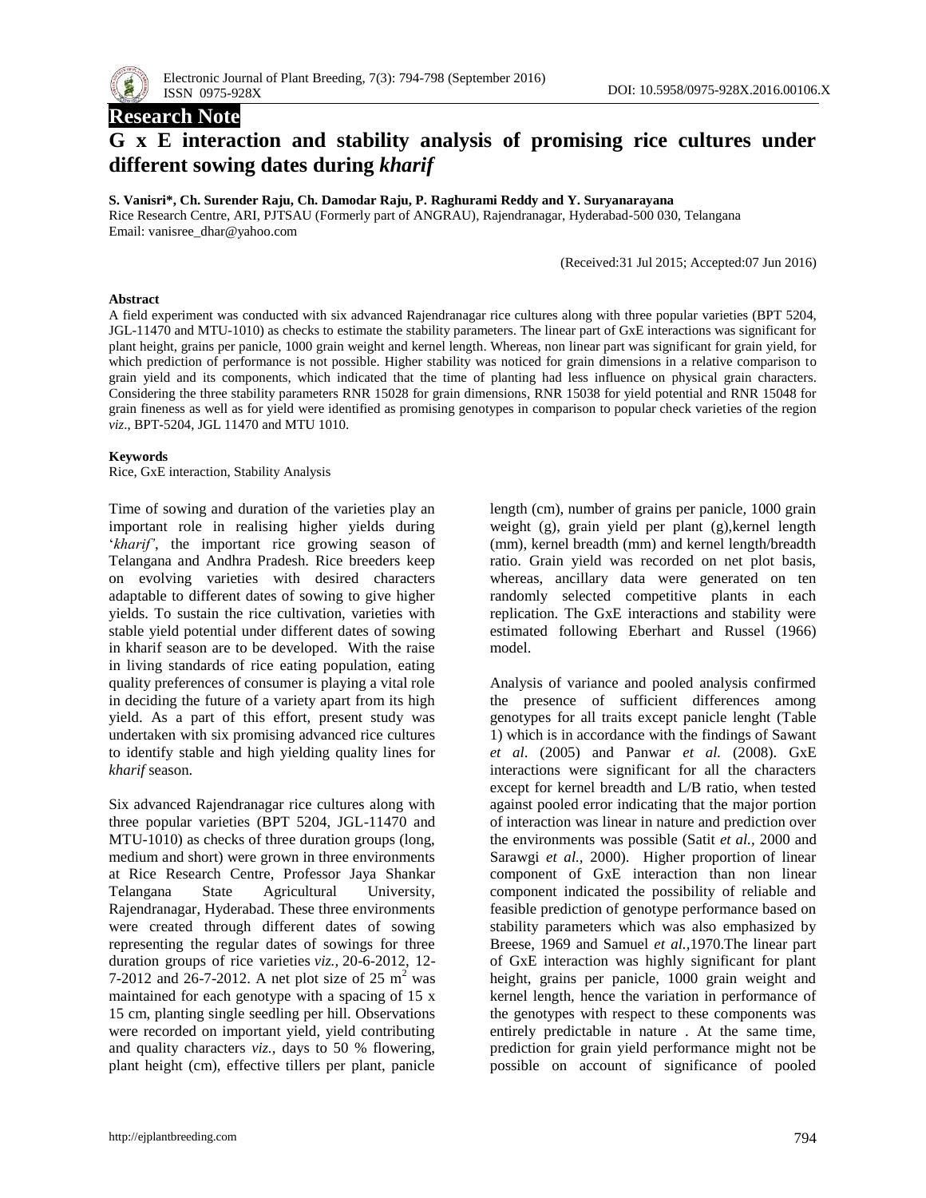**Research Note**

# G x E interaction and stability analysis of promising rice cultures under different sowing dates during *kharif*

**S. Vanisri\*, Ch. Surender Raju, Ch. Damodar Raju, P. Raghurami Reddy and Y. Suryanarayana**

Rice Research Centre, ARI, PJTSAU (Formerly part of ANGRAU), Rajendranagar, Hyderabad-500 030, Telangana

Email: vanisree_dhar@yahoo.com

(Received:31 Jul 2015; Accepted:07 Jun 2016)

### Abstract

A field experiment was conducted with six advanced Rajendranagar rice cultures along with three popular varieties (BPT 5204, JGL-11470 and MTU-1010) as checks to estimate the stability parameters. The linear part of GxE interactions was significant for plant height, grains per panicle, 1000 grain weight and kernel length. Whereas, non linear part was significant for grain yield, for which prediction of performance is not possible. Higher stability was noticed for grain dimensions in a relative comparison to grain yield and its components, which indicated that the time of planting had less influence on physical grain characters. Considering the three stability parameters RNR 15028 for grain dimensions, RNR 15038 for yield potential and RNR 15048 for grain fineness as well as for yield were identified as promising genotypes in comparison to popular check varieties of the region *viz*., BPT-5204, JGL 11470 and MTU 1010.

### Keywords

Rice, GxE interaction, Stability Analysis

Time of sowing and duration of the varieties play an important role in realising higher yields during '*kharif*', the important rice growing season of Telangana and Andhra Pradesh. Rice breeders keep on evolving varieties with desired characters adaptable to different dates of sowing to give higher yields. To sustain the rice cultivation, varieties with stable yield potential under different dates of sowing in kharif season are to be developed. With the raise in living standards of rice eating population, eating quality preferences of consumer is playing a vital role in deciding the future of a variety apart from its high yield. As a part of this effort, present study was undertaken with six promising advanced rice cultures to identify stable and high yielding quality lines for *kharif* season.

Six advanced Rajendranagar rice cultures along with three popular varieties (BPT 5204, JGL-11470 and MTU-1010) as checks of three duration groups (long, medium and short) were grown in three environments at Rice Research Centre, Professor Jaya Shankar Telangana State Agricultural University, Rajendranagar, Hyderabad. These three environments were created through different dates of sowing representing the regular dates of sowings for three duration groups of rice varieties *viz.,* 20-6-2012, 12-7-2012 and 26-7-2012. A net plot size of 25 $m^2$ was maintained for each genotype with a spacing of 15 x 15 cm, planting single seedling per hill. Observations were recorded on important yield, yield contributing and quality characters *viz.,* days to 50 % flowering, plant height (cm), effective tillers per plant, panicle length (cm), number of grains per panicle, 1000 grain weight (g), grain yield per plant (g),kernel length (mm), kernel breadth (mm) and kernel length/breadth ratio. Grain yield was recorded on net plot basis, whereas, ancillary data were generated on ten randomly selected competitive plants in each replication. The GxE interactions and stability were estimated following Eberhart and Russel (1966) model.

Analysis of variance and pooled analysis confirmed the presence of sufficient differences among genotypes for all traits except panicle lenght (Table 1) which is in accordance with the findings of Sawant *et al*. (2005) and Panwar *et al.* (2008). GxE interactions were significant for all the characters except for kernel breadth and L/B ratio, when tested against pooled error indicating that the major portion of interaction was linear in nature and prediction over the environments was possible (Satit *et al.*, 2000 and Sarawgi *et al.,* 2000). Higher proportion of linear component of GxE interaction than non linear component indicated the possibility of reliable and feasible prediction of genotype performance based on stability parameters which was also emphasized by Breese, 1969 and Samuel *et al.,*1970.The linear part of GxE interaction was highly significant for plant height, grains per panicle, 1000 grain weight and kernel length, hence the variation in performance of the genotypes with respect to these components was entirely predictable in nature . At the same time, prediction for grain yield performance might not be possible on account of significance of pooled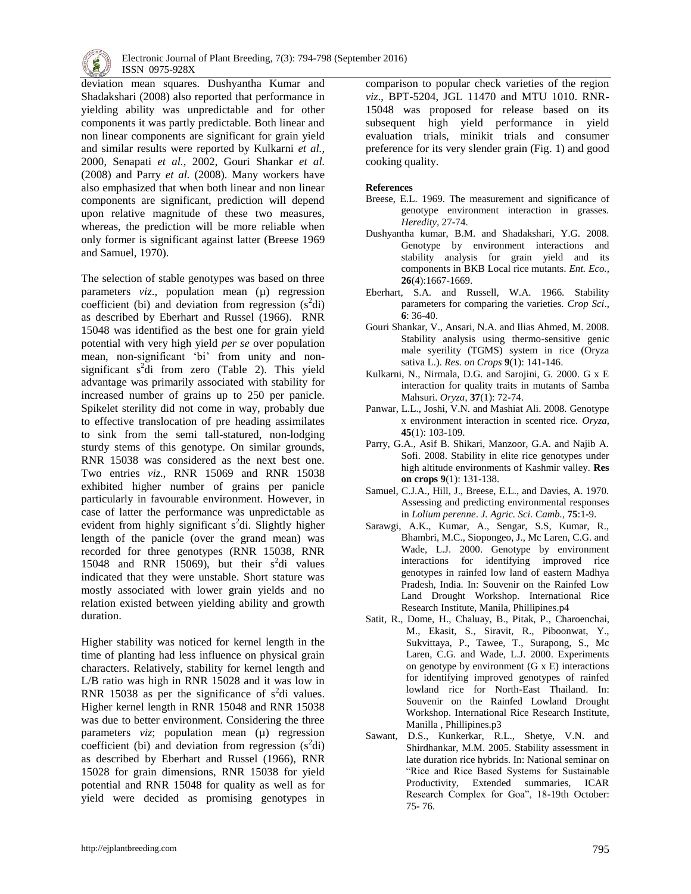deviation mean squares. Dushyantha Kumar and Shadakshari (2008) also reported that performance in yielding ability was unpredictable and for other components it was partly predictable. Both linear and non linear components are significant for grain yield and similar results were reported by Kulkarni *et al.*, 2000, Senapati *et al.*, 2002, Gouri Shankar *et al.* (2008) and Parry *et al.* (2008). Many workers have also emphasized that when both linear and non linear components are significant, prediction will depend upon relative magnitude of these two measures, whereas, the prediction will be more reliable when only former is significant against latter (Breese 1969 and Samuel, 1970).

The selection of stable genotypes was based on three parameters *viz*., population mean (µ) regression coefficient (bi) and deviation from regression ($s^2$di) as described by Eberhart and Russel (1966). RNR 15048 was identified as the best one for grain yield potential with very high yield *per se* over population mean, non-significant 'bi' from unity and non-significant $s^2$di from zero (Table 2). This yield advantage was primarily associated with stability for increased number of grains up to 250 per panicle. Spikelet sterility did not come in way, probably due to effective translocation of pre heading assimilates to sink from the semi tall-statured, non-lodging sturdy stems of this genotype. On similar grounds, RNR 15038 was considered as the next best one. Two entries *viz*., RNR 15069 and RNR 15038 exhibited higher number of grains per panicle particularly in favourable environment. However, in case of latter the performance was unpredictable as evident from highly significant $s^2$di. Slightly higher length of the panicle (over the grand mean) was recorded for three genotypes (RNR 15038, RNR 15048 and RNR 15069), but their $s^2$di values indicated that they were unstable. Short stature was mostly associated with lower grain yields and no relation existed between yielding ability and growth duration.

Higher stability was noticed for kernel length in the time of planting had less influence on physical grain characters. Relatively, stability for kernel length and L/B ratio was high in RNR 15028 and it was low in RNR 15038 as per the significance of $s^2$di values. Higher kernel length in RNR 15048 and RNR 15038 was due to better environment. Considering the three parameters *viz*; population mean (µ) regression coefficient (bi) and deviation from regression ($s^2$di) as described by Eberhart and Russel (1966), RNR 15028 for grain dimensions, RNR 15038 for yield potential and RNR 15048 for quality as well as for yield were decided as promising genotypes in comparison to popular check varieties of the region *viz*., BPT-5204, JGL 11470 and MTU 1010. RNR-15048 was proposed for release based on its subsequent high yield performance in yield evaluation trials, minikit trials and consumer preference for its very slender grain (Fig. 1) and good cooking quality.

**References**

Breese, E.L. 1969. The measurement and significance of genotype environment interaction in grasses. *Heredity*, 27-74.

Dushyantha kumar, B.M. and Shadakshari, Y.G. 2008. Genotype by environment interactions and stability analysis for grain yield and its components in BKB Local rice mutants. *Ent. Eco.*, **26**(4):1667-1669.

Eberhart, S.A. and Russell, W.A. 1966. Stability parameters for comparing the varieties. *Crop Sci*., **6**: 36-40.

Gouri Shankar, V., Ansari, N.A. and Ilias Ahmed, M. 2008. Stability analysis using thermo-sensitive genic male syerility (TGMS) system in rice (Oryza sativa L.). *Res. on Crops* **9**(1): 141-146.

Kulkarni, N., Nirmala, D.G. and Sarojini, G. 2000. G x E interaction for quality traits in mutants of Samba Mahsuri. *Oryza*, **37**(1): 72-74.

Panwar, L.L., Joshi, V.N. and Mashiat Ali. 2008. Genotype x environment interaction in scented rice. *Oryza*, **45**(1): 103-109.

Parry, G.A., Asif B. Shikari, Manzoor, G.A. and Najib A. Sofi. 2008. Stability in elite rice genotypes under high altitude environments of Kashmir valley. **Res on crops 9**(1): 131-138.

Samuel, C.J.A., Hill, J., Breese, E.L., and Davies, A. 1970. Assessing and predicting environmental responses in *Lolium perenne*. *J. Agric. Sci. Camb.*, **75**:1-9.

Sarawgi, A.K., Kumar, A., Sengar, S.S, Kumar, R., Bhambri, M.C., Siopongeo, J., Mc Laren, C.G. and Wade, L.J. 2000. Genotype by environment interactions for identifying improved rice genotypes in rainfed low land of eastern Madhya Pradesh, India. In: Souvenir on the Rainfed Low Land Drought Workshop. International Rice Research Institute, Manila, Phillipines.p4

Satit, R., Dome, H., Chaluay, B., Pitak, P., Charoenchai, M., Ekasit, S., Siravit, R., Piboonwat, Y., Sukvittaya, P., Tawee, T., Surapong, S., Mc Laren, C.G. and Wade, L.J. 2000. Experiments on genotype by environment (G x E) interactions for identifying improved genotypes of rainfed lowland rice for North-East Thailand. In: Souvenir on the Rainfed Lowland Drought Workshop. International Rice Research Institute, Manilla , Phillipines.p3

Sawant, D.S., Kunkerkar, R.L., Shetye, V.N. and Shirdhankar, M.M. 2005. Stability assessment in late duration rice hybrids. In: National seminar on "Rice and Rice Based Systems for Sustainable Productivity, Extended summaries, ICAR Research Complex for Goa", 18-19th October: 75- 76.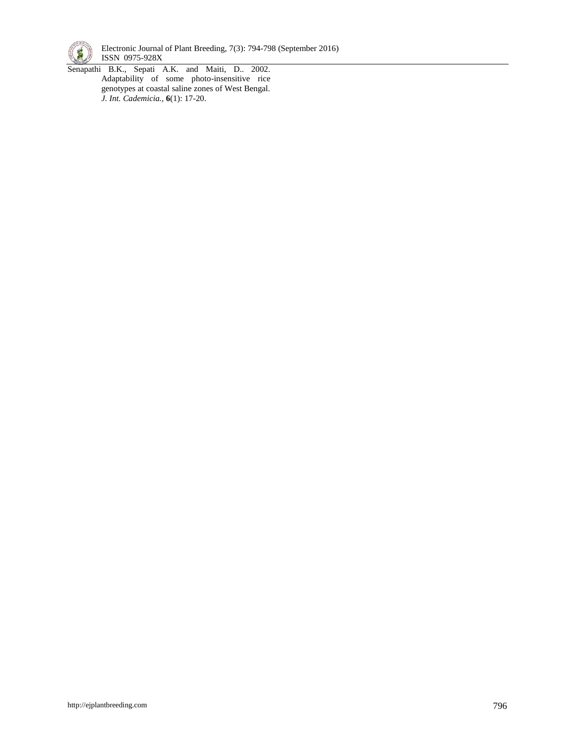Senapathi B.K., Sepati A.K. and Maiti, D.. 2002. Adaptability of some photo-insensitive rice genotypes at coastal saline zones of West Bengal. *J. Int. Cademicia.*, **6**(1): 17-20.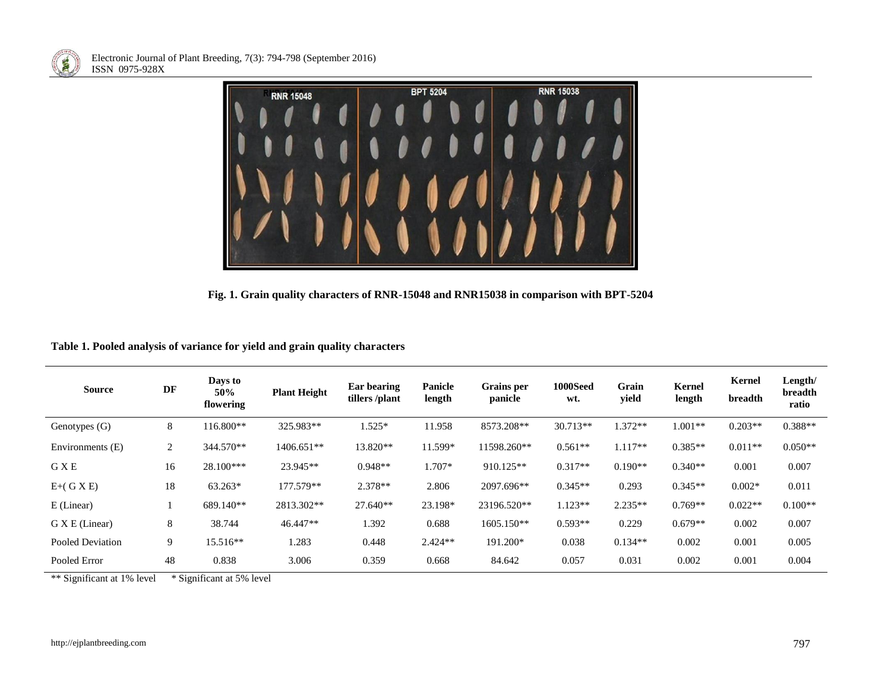Fig. 1. Grain quality characters of RNR-15048 and RNR15038 in comparison with BPT-5204

**Table 1. Pooled analysis of variance for yield and grain quality characters**

| Source | DF | Days to 50% flowering | Plant Height | Ear bearing tillers /plant | Panicle length | Grains per panicle | 1000Seed wt. | Grain yield | Kernel length | Kernel breadth | Length/ breadth ratio |
|---|---|---|---|---|---|---|---|---|---|---|---|
| Genotypes (G) | 8 | 116.800** | 325.983** | 1.525* | 11.958 | 8573.208** | 30.713** | 1.372** | 1.001** | 0.203** | 0.388** |
| Environments (E) | 2 | 344.570** | 1406.651** | 13.820** | 11.599* | 11598.260** | 0.561** | 1.117** | 0.385** | 0.011** | 0.050** |
| G X E | 16 | 28.100*** | 23.945** | 0.948** | 1.707* | 910.125** | 0.317** | 0.190** | 0.340** | 0.001 | 0.007 |
| E+( G X E) | 18 | 63.263* | 177.579** | 2.378** | 2.806 | 2097.696** | 0.345** | 0.293 | 0.345** | 0.002* | 0.011 |
| E (Linear) | 1 | 689.140** | 2813.302** | 27.640** | 23.198* | 23196.520** | 1.123** | 2.235** | 0.769** | 0.022** | 0.100** |
| G X E (Linear) | 8 | 38.744 | 46.447** | 1.392 | 0.688 | 1605.150** | 0.593** | 0.229 | 0.679** | 0.002 | 0.007 |
| Pooled Deviation | 9 | 15.516** | 1.283 | 0.448 | 2.424** | 191.200* | 0.038 | 0.134** | 0.002 | 0.001 | 0.005 |
| Pooled Error | 48 | 0.838 | 3.006 | 0.359 | 0.668 | 84.642 | 0.057 | 0.031 | 0.002 | 0.001 | 0.004 |

** Significant at 1% level &nbsp;&nbsp;&nbsp; * Significant at 5% level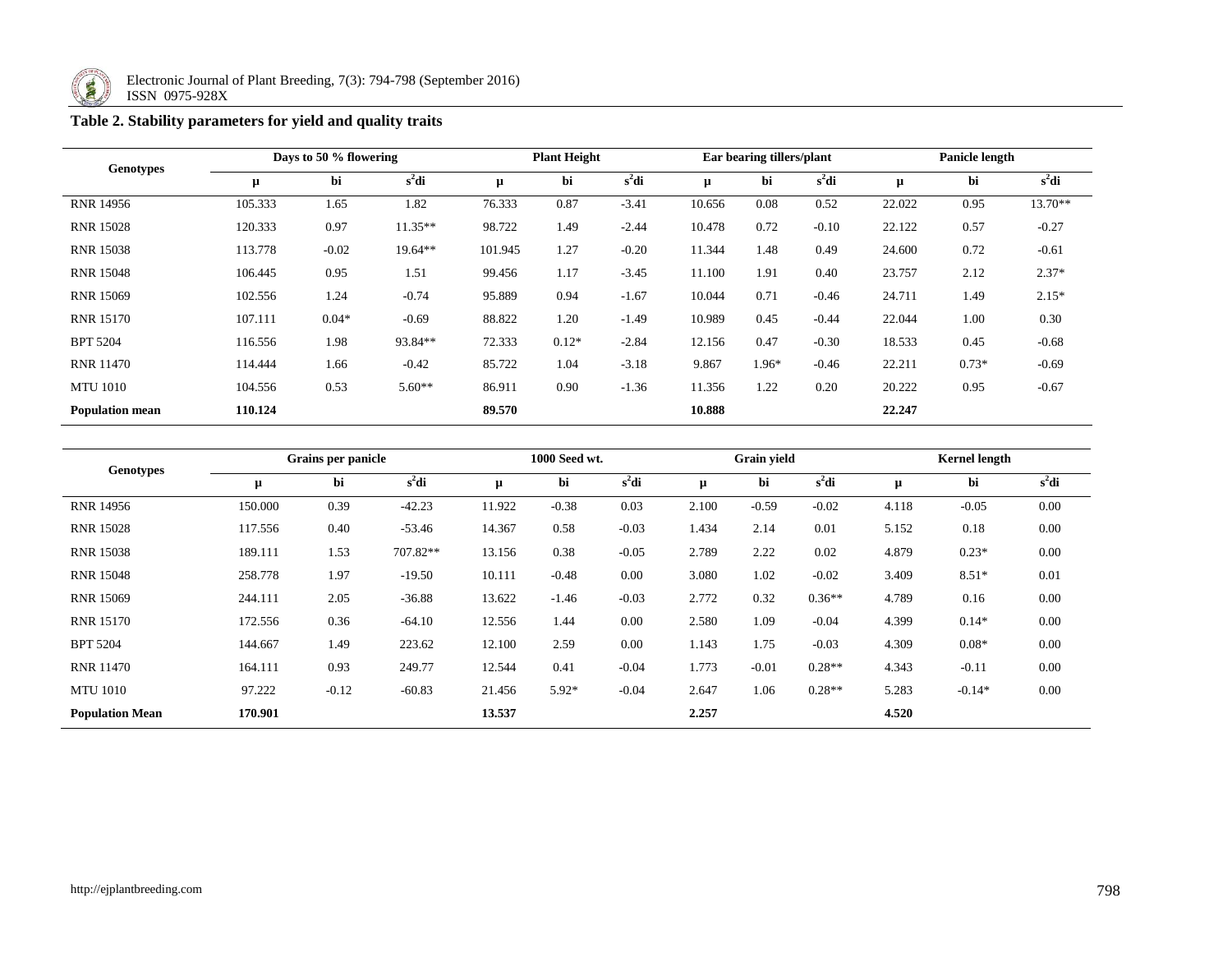**Table 2. Stability parameters for yield and quality traits**

| Genotypes | Days to 50 % flowering | | | Plant Height | | | Ear bearing tillers/plant | | | Panicle length | | |
|---|---|---|---|---|---|---|---|---|---|---|---|---|
| | μ | bi | $s^2di$ | μ | bi | $s^2di$ | μ | bi | $s^2di$ | μ | bi | $s^2di$ |
| RNR 14956 | 105.333 | 1.65 | 1.82 | 76.333 | 0.87 | -3.41 | 10.656 | 0.08 | 0.52 | 22.022 | 0.95 | 13.70** |
| RNR 15028 | 120.333 | 0.97 | 11.35** | 98.722 | 1.49 | -2.44 | 10.478 | 0.72 | -0.10 | 22.122 | 0.57 | -0.27 |
| RNR 15038 | 113.778 | -0.02 | 19.64** | 101.945 | 1.27 | -0.20 | 11.344 | 1.48 | 0.49 | 24.600 | 0.72 | -0.61 |
| RNR 15048 | 106.445 | 0.95 | 1.51 | 99.456 | 1.17 | -3.45 | 11.100 | 1.91 | 0.40 | 23.757 | 2.12 | 2.37* |
| RNR 15069 | 102.556 | 1.24 | -0.74 | 95.889 | 0.94 | -1.67 | 10.044 | 0.71 | -0.46 | 24.711 | 1.49 | 2.15* |
| RNR 15170 | 107.111 | 0.04* | -0.69 | 88.822 | 1.20 | -1.49 | 10.989 | 0.45 | -0.44 | 22.044 | 1.00 | 0.30 |
| BPT 5204 | 116.556 | 1.98 | 93.84** | 72.333 | 0.12* | -2.84 | 12.156 | 0.47 | -0.30 | 18.533 | 0.45 | -0.68 |
| RNR 11470 | 114.444 | 1.66 | -0.42 | 85.722 | 1.04 | -3.18 | 9.867 | 1.96* | -0.46 | 22.211 | 0.73* | -0.69 |
| MTU 1010 | 104.556 | 0.53 | 5.60** | 86.911 | 0.90 | -1.36 | 11.356 | 1.22 | 0.20 | 20.222 | 0.95 | -0.67 |
| **Population mean** | **110.124** | | | **89.570** | | | **10.888** | | | **22.247** | | |

| Genotypes | Grains per panicle | | | 1000 Seed wt. | | | Grain yield | | | Kernel length | | |
|---|---|---|---|---|---|---|---|---|---|---|---|---|
| | μ | bi | $s^2di$ | μ | bi | $s^2di$ | μ | bi | $s^2di$ | μ | bi | $s^2di$ |
| RNR 14956 | 150.000 | 0.39 | -42.23 | 11.922 | -0.38 | 0.03 | 2.100 | -0.59 | -0.02 | 4.118 | -0.05 | 0.00 |
| RNR 15028 | 117.556 | 0.40 | -53.46 | 14.367 | 0.58 | -0.03 | 1.434 | 2.14 | 0.01 | 5.152 | 0.18 | 0.00 |
| RNR 15038 | 189.111 | 1.53 | 707.82** | 13.156 | 0.38 | -0.05 | 2.789 | 2.22 | 0.02 | 4.879 | 0.23* | 0.00 |
| RNR 15048 | 258.778 | 1.97 | -19.50 | 10.111 | -0.48 | 0.00 | 3.080 | 1.02 | -0.02 | 3.409 | 8.51* | 0.01 |
| RNR 15069 | 244.111 | 2.05 | -36.88 | 13.622 | -1.46 | -0.03 | 2.772 | 0.32 | 0.36** | 4.789 | 0.16 | 0.00 |
| RNR 15170 | 172.556 | 0.36 | -64.10 | 12.556 | 1.44 | 0.00 | 2.580 | 1.09 | -0.04 | 4.399 | 0.14* | 0.00 |
| BPT 5204 | 144.667 | 1.49 | 223.62 | 12.100 | 2.59 | 0.00 | 1.143 | 1.75 | -0.03 | 4.309 | 0.08* | 0.00 |
| RNR 11470 | 164.111 | 0.93 | 249.77 | 12.544 | 0.41 | -0.04 | 1.773 | -0.01 | 0.28** | 4.343 | -0.11 | 0.00 |
| MTU 1010 | 97.222 | -0.12 | -60.83 | 21.456 | 5.92* | -0.04 | 2.647 | 1.06 | 0.28** | 5.283 | -0.14* | 0.00 |
| **Population Mean** | **170.901** | | | **13.537** | | | **2.257** | | | **4.520** | | |